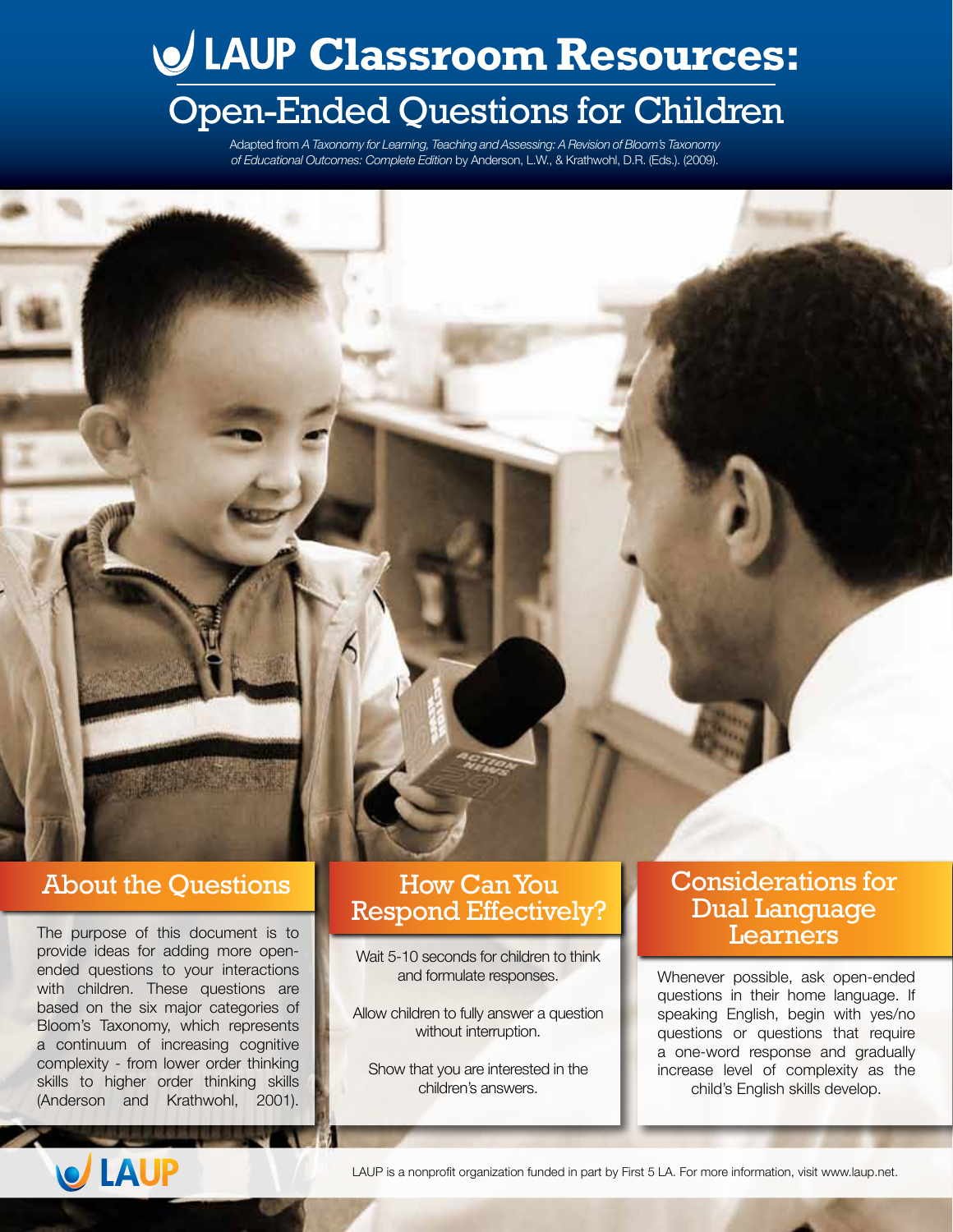# LAUP Classroom Resources:

## Open-Ended Questions for Children

Adapted from *A Taxonomy for Learning, Teaching and Assessing: A Revision of Bloom's Taxonomy of Educational Outcomes: Complete Edition* by Anderson, L.W., & Krathwohl, D.R. (Eds.). (2009).

### About the Questions

The purpose of this document is to provide ideas for adding more open-ended questions to your interactions with children. These questions are based on the six major categories of Bloom's Taxonomy, which represents a continuum of increasing cognitive complexity - from lower order thinking skills to higher order thinking skills (Anderson and Krathwohl, 2001).

### How Can You Respond Effectively?

Wait 5-10 seconds for children to think and formulate responses.

Allow children to fully answer a question without interruption.

Show that you are interested in the children's answers.

### Considerations for Dual Language Learners

Whenever possible, ask open-ended questions in their home language. If speaking English, begin with yes/no questions or questions that require a one-word response and gradually increase level of complexity as the child's English skills develop.

LAUP is a nonprofit organization funded in part by First 5 LA. For more information, visit www.laup.net.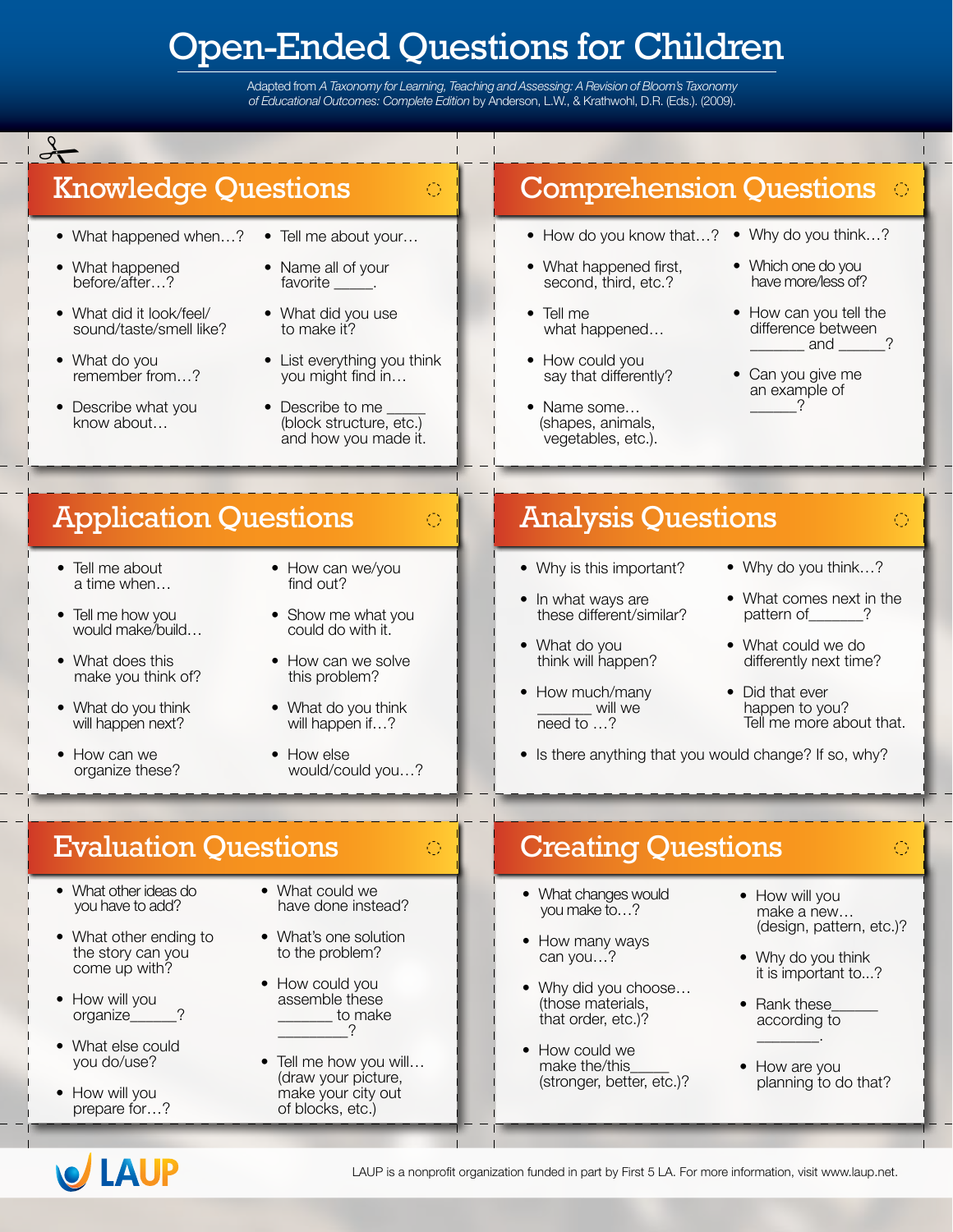# Open-Ended Questions for Children

Adapted from *A Taxonomy for Learning, Teaching and Assessing: A Revision of Bloom's Taxonomy of Educational Outcomes: Complete Edition* by Anderson, L.W., & Krathwohl, D.R. (Eds.). (2009).

## Knowledge Questions

- What happened when…?
- What happened before/after…?
- What did it look/feel/sound/taste/smell like?
- What do you remember from…?
- Describe what you know about…
- Tell me about your…
- Name all of your favorite _____.
- What did you use to make it?
- List everything you think you might find in…
- Describe to me _____ (block structure, etc.) and how you made it.

## Comprehension Questions

- How do you know that…?
- What happened first, second, third, etc.?
- Tell me what happened…
- How could you say that differently?
- Name some… (shapes, animals, vegetables, etc.).
- Why do you think…?
- Which one do you have more/less of?
- How can you tell the difference between _______ and _____?
- Can you give me an example of ______?

## Application Questions

- Tell me about a time when…
- Tell me how you would make/build…
- What does this make you think of?
- What do you think will happen next?
- How can we organize these?
- How can we/you find out?
- Show me what you could do with it.
- How can we solve this problem?
- What do you think will happen if…?
- How else would/could you…?

## Analysis Questions

- Why is this important?
- In what ways are these different/similar?
- What do you think will happen?
- How much/many _______ will we need to …?
- Why do you think…?
- What comes next in the pattern of_______?
- What could we do differently next time?
- Did that ever happen to you? Tell me more about that.
- Is there anything that you would change? If so, why?

## Evaluation Questions

- What other ideas do you have to add?
- What other ending to the story can you come up with?
- How will you organize______?
- What else could you do/use?
- How will you prepare for…?
- What could we have done instead?
- What's one solution to the problem?
- How could you assemble these _______ to make _________?
- Tell me how you will… (draw your picture, make your city out of blocks, etc.)

## Creating Questions

- What changes would you make to…?
- How many ways can you…?
- Why did you choose… (those materials, that order, etc.)?
- How could we make the/this_____ (stronger, better, etc.)?
- How will you make a new… (design, pattern, etc.)?
- Why do you think it is important to…?
- Rank these______ according to ________.
- How are you planning to do that?

LAUP

LAUP is a nonprofit organization funded in part by First 5 LA. For more information, visit www.laup.net.